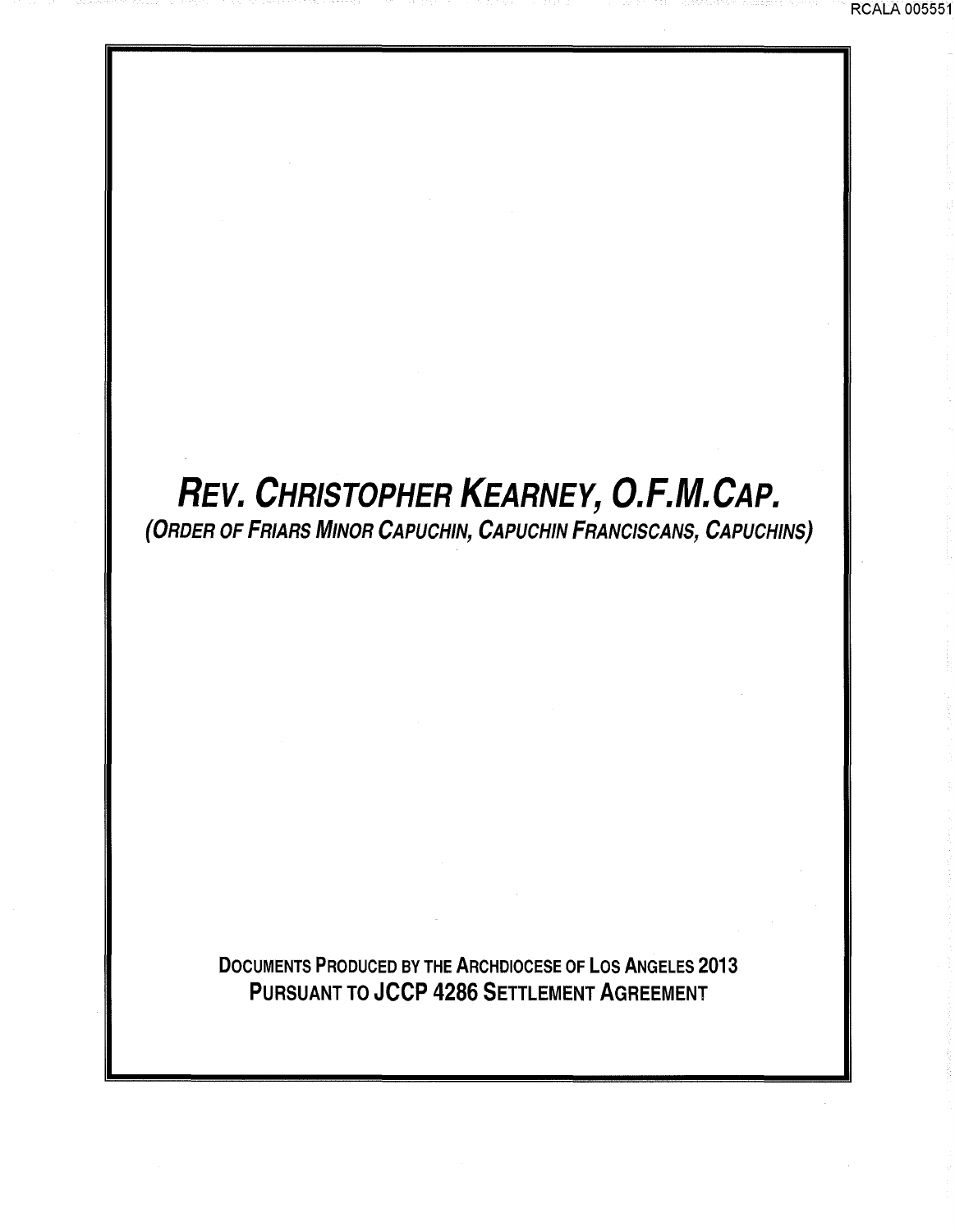# *REV. CHRISTOPHER KEARNEY, O.F.M.CAP.*

***(ORDER OF FRIARS MINOR CAPUCHIN, CAPUCHIN FRANCISCANS, CAPUCHINS)***

**DOCUMENTS PRODUCED BY THE ARCHDIOCESE OF LOS ANGELES 2013**
**PURSUANT TO JCCP 4286 SETTLEMENT AGREEMENT**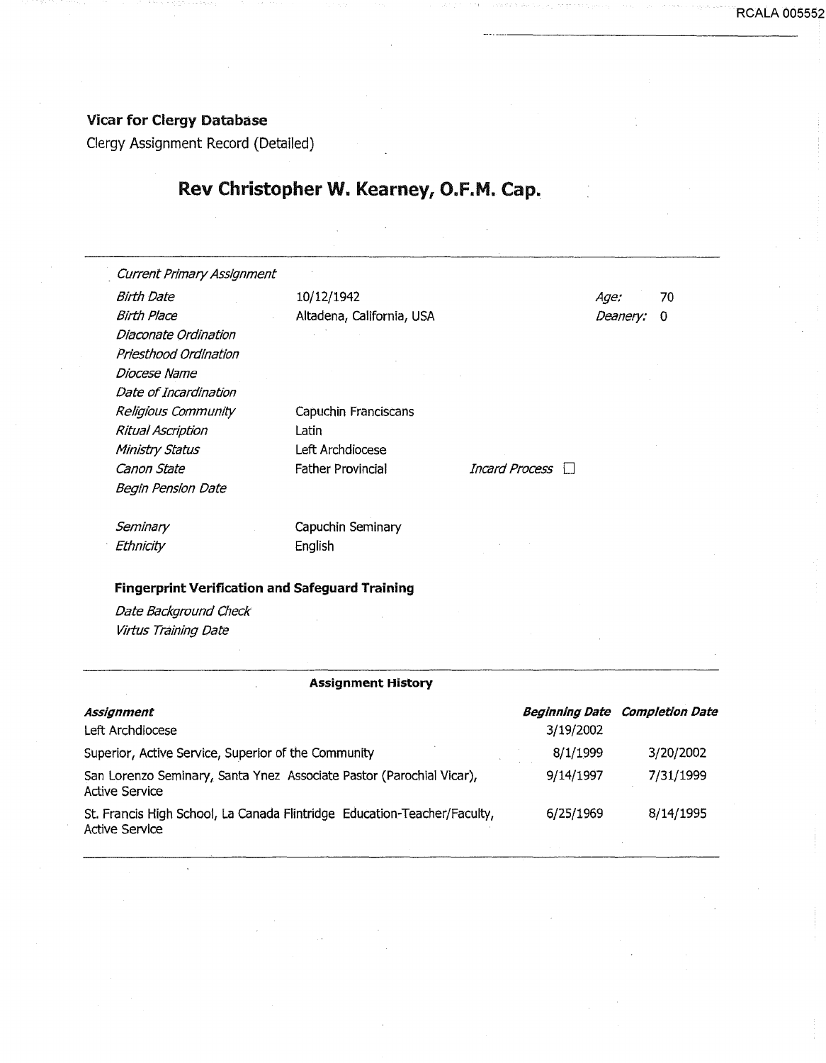**Vicar for Clergy Database**

Clergy Assignment Record (Detailed)

# Rev Christopher W. Kearney, O.F.M. Cap.

| | | | |
|---|---|---|---|
| *Current Primary Assignment* | | | |
| *Birth Date* | 10/12/1942 | *Age:* | 70 |
| *Birth Place* | Altadena, California, USA | *Deanery:* | 0 |
| *Diaconate Ordination* | | | |
| *Priesthood Ordination* | | | |
| *Diocese Name* | | | |
| *Date of Incardination* | | | |
| *Religious Community* | Capuchin Franciscans | | |
| *Ritual Ascription* | Latin | | |
| *Ministry Status* | Left Archdiocese | | |
| *Canon State* | Father Provincial | *Incard Process* | ☐ |
| *Begin Pension Date* | | | |
| *Seminary* | Capuchin Seminary | | |
| *Ethnicity* | English | | |

**Fingerprint Verification and Safeguard Training**

*Date Background Check*

*Virtus Training Date*

**Assignment History**

| *Assignment* | *Beginning Date* | *Completion Date* |
|---|---|---|
| Left Archdiocese | 3/19/2002 | |
| Superior, Active Service, Superior of the Community | 8/1/1999 | 3/20/2002 |
| San Lorenzo Seminary, Santa Ynez Associate Pastor (Parochial Vicar), Active Service | 9/14/1997 | 7/31/1999 |
| St. Francis High School, La Canada Flintridge Education-Teacher/Faculty, Active Service | 6/25/1969 | 8/14/1995 |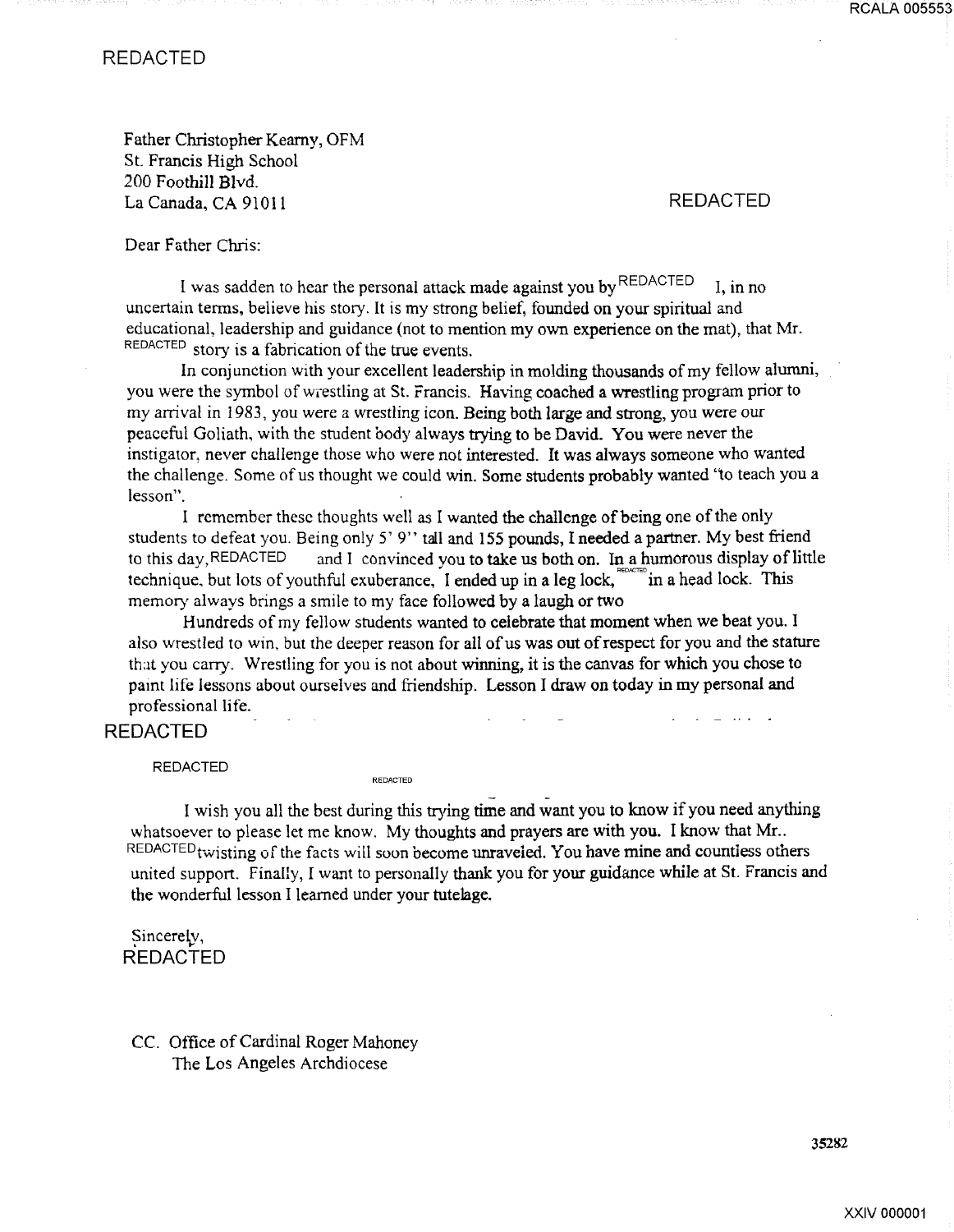REDACTED

Father Christopher Kearny, OFM
St. Francis High School
200 Foothill Blvd.
La Canada, CA 91011

REDACTED

Dear Father Chris:

I was sadden to hear the personal attack made against you by REDACTED I, in no uncertain terms, believe his story. It is my strong belief, founded on your spiritual and educational, leadership and guidance (not to mention my own experience on the mat), that Mr. REDACTED story is a fabrication of the true events.

In conjunction with your excellent leadership in molding thousands of my fellow alumni, you were the symbol of wrestling at St. Francis. Having coached a wrestling program prior to my arrival in 1983, you were a wrestling icon. Being both large and strong, you were our peaceful Goliath, with the student body always trying to be David. You were never the instigator, never challenge those who were not interested. It was always someone who wanted the challenge. Some of us thought we could win. Some students probably wanted "to teach you a lesson".

I remember these thoughts well as I wanted the challenge of being one of the only students to defeat you. Being only 5' 9" tall and 155 pounds, I needed a partner. My best friend to this day, REDACTED and I convinced you to take us both on. In a humorous display of little technique, but lots of youthful exuberance, I ended up in a leg lock, REDACTED in a head lock. This memory always brings a smile to my face followed by a laugh or two

Hundreds of my fellow students wanted to celebrate that moment when we beat you. I also wrestled to win, but the deeper reason for all of us was out of respect for you and the stature that you carry. Wrestling for you is not about winning, it is the canvas for which you chose to paint life lessons about ourselves and friendship. Lesson I draw on today in my personal and professional life.

REDACTED

REDACTED

REDACTED

I wish you all the best during this trying time and want you to know if you need anything whatsoever to please let me know. My thoughts and prayers are with you. I know that Mr.. REDACTED twisting of the facts will soon become unraveled. You have mine and countless others united support. Finally, I want to personally thank you for your guidance while at St. Francis and the wonderful lesson I learned under your tutelage.

Sincerely,
REDACTED

CC. Office of Cardinal Roger Mahoney
The Los Angeles Archdiocese

35282